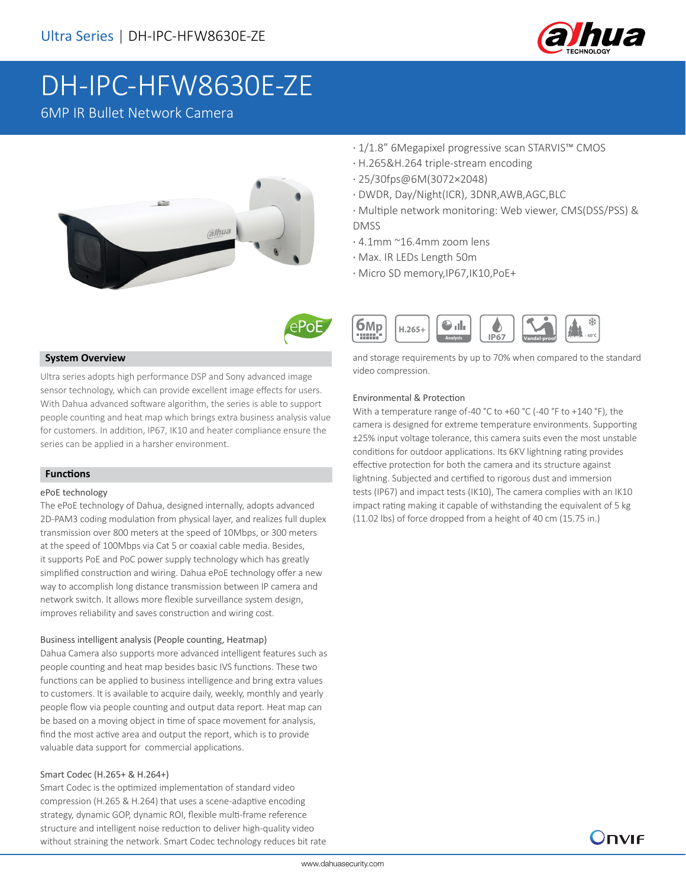Ultra Series | DH-IPC-HFW8630E-ZE

# DH-IPC-HFW8630E-ZE

6MP IR Bullet Network Camera

- 1/1.8" 6Megapixel progressive scan STARVIS™ CMOS
- H.265&H.264 triple-stream encoding
- 25/30fps@6M(3072×2048)
- DWDR, Day/Night(ICR), 3DNR,AWB,AGC,BLC
- Multiple network monitoring: Web viewer, CMS(DSS/PSS) & DMSS
- 4.1mm ~16.4mm zoom lens
- Max. IR LEDs Length 50m
- Micro SD memory,IP67,IK10,PoE+

## System Overview

Ultra series adopts high performance DSP and Sony advanced image sensor technology, which can provide excellent image effects for users. With Dahua advanced software algorithm, the series is able to support people counting and heat map which brings extra business analysis value for customers. In addition, IP67, IK10 and heater compliance ensure the series can be applied in a harsher environment.

## Functions

### ePoE technology

The ePoE technology of Dahua, designed internally, adopts advanced 2D-PAM3 coding modulation from physical layer, and realizes full duplex transmission over 800 meters at the speed of 10Mbps, or 300 meters at the speed of 100Mbps via Cat 5 or coaxial cable media. Besides, it supports PoE and PoC power supply technology which has greatly simplified construction and wiring. Dahua ePoE technology offer a new way to accomplish long distance transmission between IP camera and network switch. It allows more flexible surveillance system design, improves reliability and saves construction and wiring cost.

### Business intelligent analysis (People counting, Heatmap)

Dahua Camera also supports more advanced intelligent features such as people counting and heat map besides basic IVS functions. These two functions can be applied to business intelligence and bring extra values to customers. It is available to acquire daily, weekly, monthly and yearly people flow via people counting and output data report. Heat map can be based on a moving object in time of space movement for analysis, find the most active area and output the report, which is to provide valuable data support for commercial applications.

### Smart Codec (H.265+ & H.264+)

Smart Codec is the optimized implementation of standard video compression (H.265 & H.264) that uses a scene-adaptive encoding strategy, dynamic GOP, dynamic ROI, flexible multi-frame reference structure and intelligent noise reduction to deliver high-quality video without straining the network. Smart Codec technology reduces bit rate and storage requirements by up to 70% when compared to the standard video compression.

### Environmental & Protection

With a temperature range of-40 °C to +60 °C (-40 °F to +140 °F), the camera is designed for extreme temperature environments. Supporting ±25% input voltage tolerance, this camera suits even the most unstable conditions for outdoor applications. Its 6KV lightning rating provides effective protection for both the camera and its structure against lightning. Subjected and certified to rigorous dust and immersion tests (IP67) and impact tests (IK10), The camera complies with an IK10 impact rating making it capable of withstanding the equivalent of 5 kg (11.02 lbs) of force dropped from a height of 40 cm (15.75 in.)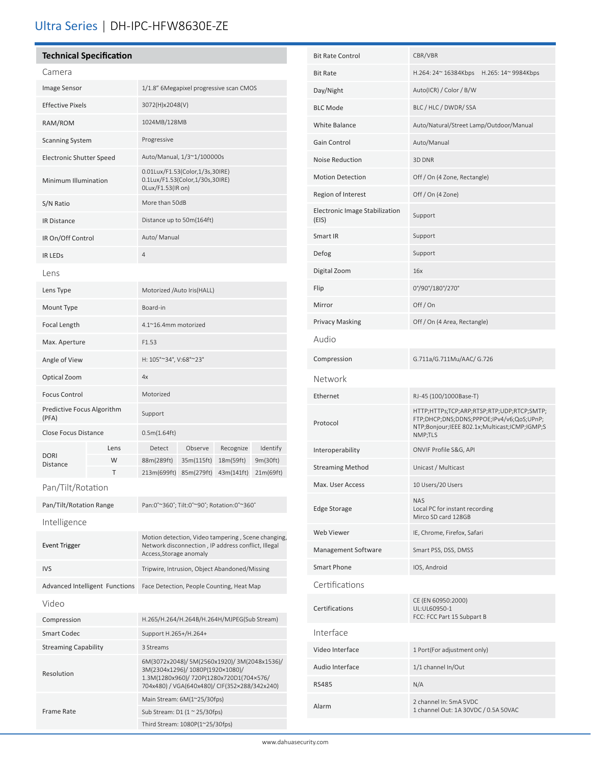# Ultra Series | DH-IPC-HFW8630E-ZE

## Technical Specification

### Camera

| | |
|---|---|
| Image Sensor | 1/1.8" 6Megapixel progressive scan CMOS |
| Effective Pixels | 3072(H)x2048(V) |
| RAM/ROM | 1024MB/128MB |
| Scanning System | Progressive |
| Electronic Shutter Speed | Auto/Manual, 1/3~1/100000s |
| Minimum Illumination | 0.01Lux/F1.53(Color,1/3s,30IRE)<br>0.1Lux/F1.53(Color,1/30s,30IRE)<br>0Lux/F1.53(IR on) |
| S/N Ratio | More than 50dB |
| IR Distance | Distance up to 50m(164ft) |
| IR On/Off Control | Auto/ Manual |
| IR LEDs | 4 |

### Lens

| | |
|---|---|
| Lens Type | Motorized /Auto Iris(HALL) |
| Mount Type | Board-in |
| Focal Length | 4.1~16.4mm motorized |
| Max. Aperture | F1.53 |
| Angle of View | H: 105°~34°, V:68°~23° |
| Optical Zoom | 4x |
| Focus Control | Motorized |
| Predictive Focus Algorithm (PFA) | Support |
| Close Focus Distance | 0.5m(1.64ft) |

| DORI Distance | Lens | Detect | Observe | Recognize | Identify |
|---|---|---|---|---|---|
| | W | 88m(289ft) | 35m(115ft) | 18m(59ft) | 9m(30ft) |
| | T | 213m(699ft) | 85m(279ft) | 43m(141ft) | 21m(69ft) |

### Pan/Tilt/Rotation

| | |
|---|---|
| Pan/Tilt/Rotation Range | Pan:0°~360°; Tilt:0°~90°; Rotation:0°~360° |

### Intelligence

| | |
|---|---|
| Event Trigger | Motion detection, Video tampering , Scene changing, Network disconnection , IP address conflict, Illegal Access,Storage anomaly |
| IVS | Tripwire, Intrusion, Object Abandoned/Missing |
| Advanced Intelligent Functions | Face Detection, People Counting, Heat Map |

### Video

| | |
|---|---|
| Compression | H.265/H.264/H.264B/H.264H/MJPEG(Sub Stream) |
| Smart Codec | Support H.265+/H.264+ |
| Streaming Capability | 3 Streams |
| Resolution | 6M(3072x2048)/ 5M(2560x1920)/ 3M(2048x1536)/ 3M(2304x1296)/ 1080P(1920×1080)/ 1.3M(1280x960)/ 720P(1280x720D1(704×576/ 704x480) / VGA(640x480)/ CIF(352×288/342x240) |
| Frame Rate | Main Stream: 6M(1~25/30fps)<br>Sub Stream: D1 (1 ~ 25/30fps)<br>Third Stream: 1080P(1~25/30fps) |
| Bit Rate Control | CBR/VBR |
| Bit Rate | H.264: 24~ 16384Kbps H.265: 14~ 9984Kbps |
| Day/Night | Auto(ICR) / Color / B/W |
| BLC Mode | BLC / HLC / DWDR/ SSA |
| White Balance | Auto/Natural/Street Lamp/Outdoor/Manual |
| Gain Control | Auto/Manual |
| Noise Reduction | 3D DNR |
| Motion Detection | Off / On (4 Zone, Rectangle) |
| Region of Interest | Off / On (4 Zone) |
| Electronic Image Stabilization (EIS) | Support |
| Smart IR | Support |
| Defog | Support |
| Digital Zoom | 16x |
| Flip | 0°/90°/180°/270° |
| Mirror | Off / On |
| Privacy Masking | Off / On (4 Area, Rectangle) |

### Audio

| | |
|---|---|
| Compression | G.711a/G.711Mu/AAC/ G.726 |

### Network

| | |
|---|---|
| Ethernet | RJ-45 (100/1000Base-T) |
| Protocol | HTTP;HTTPs;TCP;ARP;RTSP;RTP;UDP;RTCP;SMTP; FTP;DHCP;DNS;DDNS;PPPOE;IPv4/v6;QoS;UPnP; NTP;Bonjour;IEEE 802.1x;Multicast;ICMP;IGMP;SNMP;TLS |
| Interoperability | ONVIF Profile S&G, API |
| Streaming Method | Unicast / Multicast |
| Max. User Access | 10 Users/20 Users |
| Edge Storage | NAS<br>Local PC for instant recording<br>Mirco SD card 128GB |
| Web Viewer | IE, Chrome, Firefox, Safari |
| Management Software | Smart PSS, DSS, DMSS |
| Smart Phone | IOS, Android |

### Certifications

| | |
|---|---|
| Certifications | CE (EN 60950:2000)<br>UL:UL60950-1<br>FCC: FCC Part 15 Subpart B |

### Interface

| | |
|---|---|
| Video Interface | 1 Port(For adjustment only) |
| Audio Interface | 1/1 channel In/Out |
| RS485 | N/A |
| Alarm | 2 channel In: 5mA 5VDC<br>1 channel Out: 1A 30VDC / 0.5A 50VAC |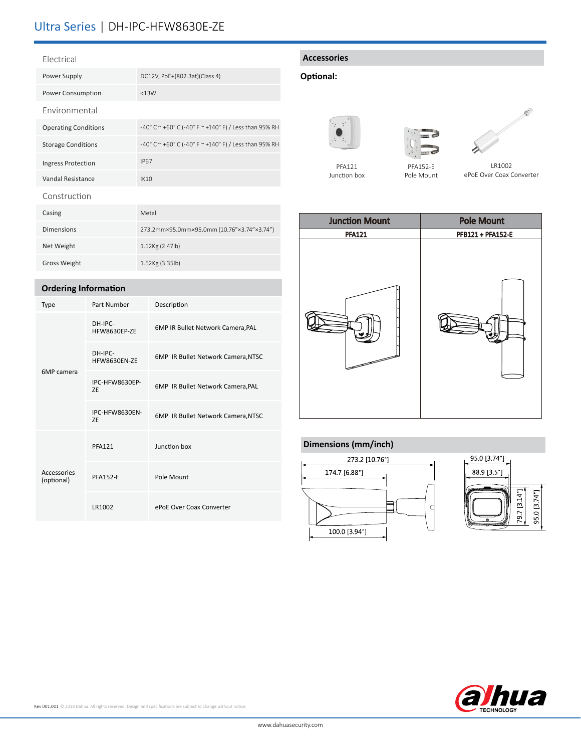## Electrical

| | |
|---|---|
| Power Supply | DC12V, PoE+(802.3at)(Class 4) |
| Power Consumption | <13W |

## Environmental

| | |
|---|---|
| Operating Conditions | -40° C ~ +60° C (-40° F ~ +140° F) / Less than 95% RH |
| Storage Conditions | -40° C ~ +60° C (-40° F ~ +140° F) / Less than 95% RH |
| Ingress Protection | IP67 |
| Vandal Resistance | IK10 |

## Construction

| | |
|---|---|
| Casing | Metal |
| Dimensions | 273.2mm×95.0mm×95.0mm (10.76"×3.74"×3.74") |
| Net Weight | 1.12Kg (2.47lb) |
| Gross Weight | 1.52Kg (3.35lb) |

## Ordering Information

| Type | Part Number | Description |
|---|---|---|
| 6MP camera | DH-IPC-HFW8630EP-ZE | 6MP IR Bullet Network Camera,PAL |
| | DH-IPC-HFW8630EN-ZE | 6MP IR Bullet Network Camera,NTSC |
| | IPC-HFW8630EP-ZE | 6MP IR Bullet Network Camera,PAL |
| | IPC-HFW8630EN-ZE | 6MP IR Bullet Network Camera,NTSC |
| Accessories (optional) | PFA121 | Junction box |
| | PFA152-E | Pole Mount |
| | LR1002 | ePoE Over Coax Converter |

## Accessories

**Optional:**

PFA121
Junction box

PFA152-E
Pole Mount

LR1002
ePoE Over Coax Converter

| Junction Mount | Pole Mount |
|---|---|
| PFA121 | PFB121 + PFA152-E |

## Dimensions (mm/inch)

273.2 [10.76"]
174.7 [6.88"]
100.0 [3.94"]
95.0 [3.74"]
88.9 [3.5"]
79.7 [3.14"]
95.0 [3.74"]

Rev 001.001 © 2018 Dahua. All rights reserved. Design and specifications are subject to change without notice.

www.dahuasecurity.com